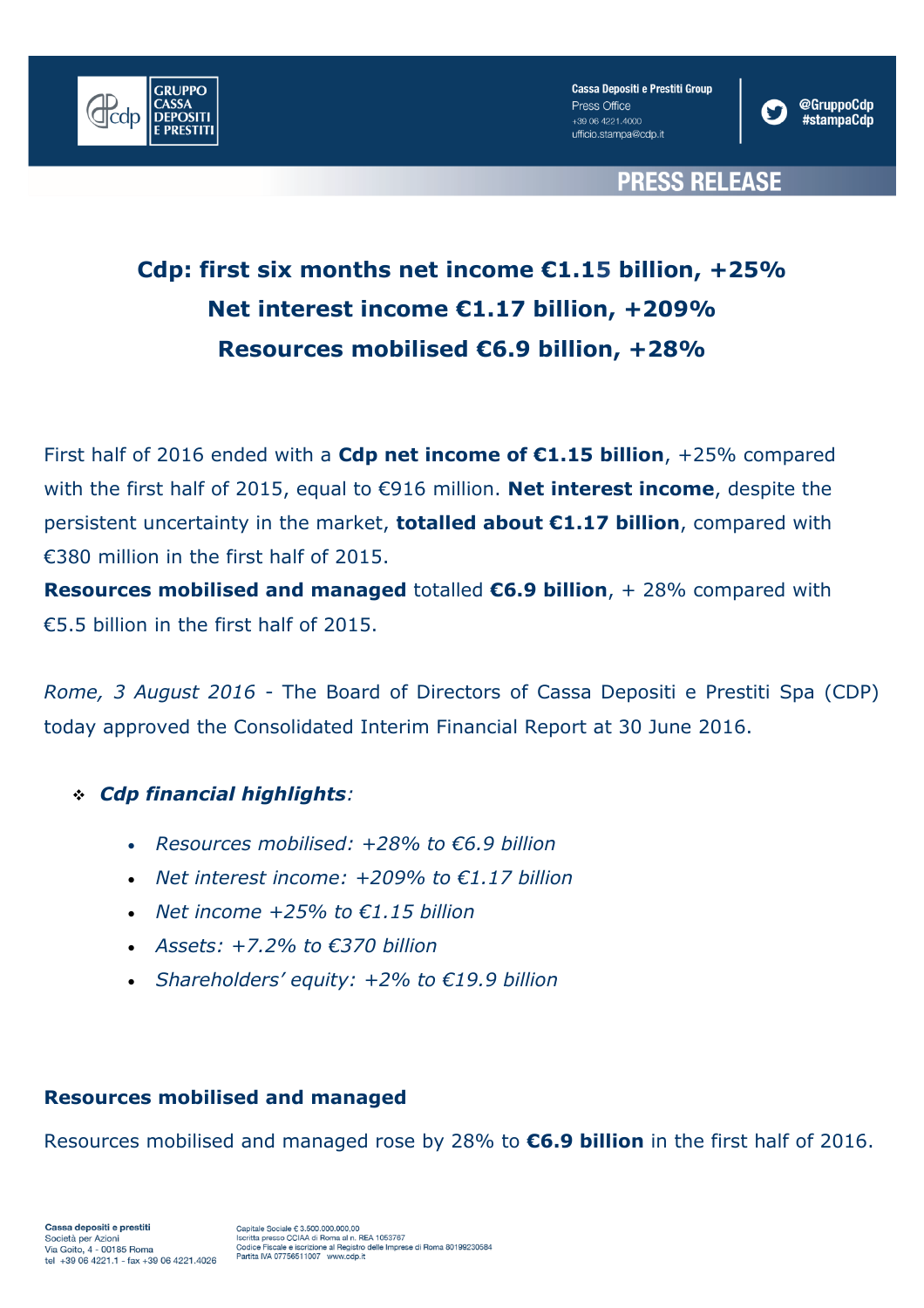# Cdp: first six months net income €1.15 billion, +25%

# Net interest income €1.17 billion, +209%

# Resources mobilised €6.9 billion, +28%

First half of 2016 ended with a **Cdp net income of €1.15 billion**, +25% compared with the first half of 2015, equal to €916 million. **Net interest income**, despite the persistent uncertainty in the market, **totalled about €1.17 billion**, compared with €380 million in the first half of 2015.
**Resources mobilised and managed** totalled **€6.9 billion**, + 28% compared with €5.5 billion in the first half of 2015.

*Rome, 3 August 2016* - The Board of Directors of Cassa Depositi e Prestiti Spa (CDP) today approved the Consolidated Interim Financial Report at 30 June 2016.

- ***Cdp financial highlights**:*
  - *Resources mobilised: +28% to €6.9 billion*
  - *Net interest income: +209% to €1.17 billion*
  - *Net income +25% to €1.15 billion*
  - *Assets: +7.2% to €370 billion*
  - *Shareholders' equity: +2% to €19.9 billion*

## Resources mobilised and managed

Resources mobilised and managed rose by 28% to **€6.9 billion** in the first half of 2016.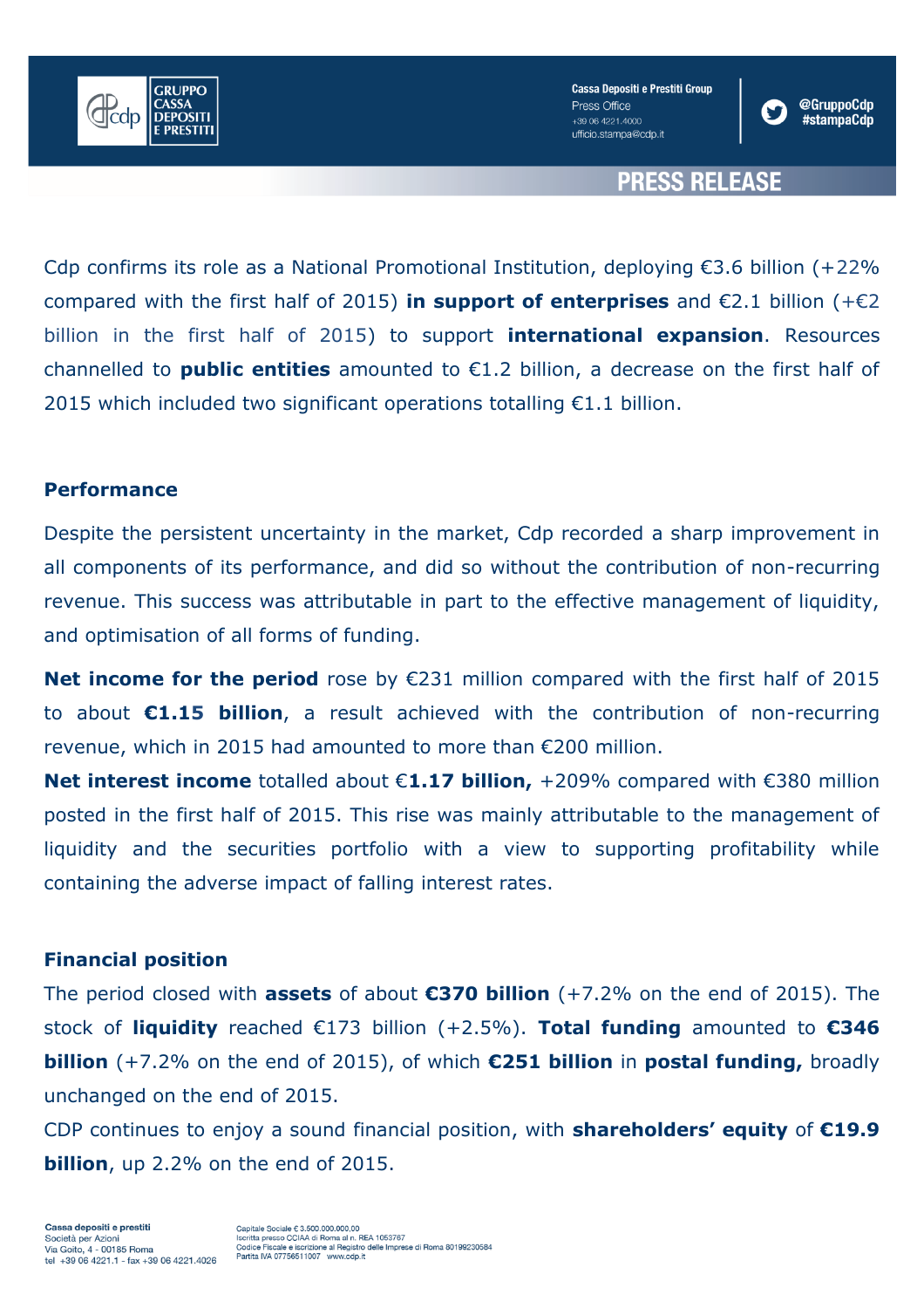Cdp confirms its role as a National Promotional Institution, deploying €3.6 billion (+22% compared with the first half of 2015) **in support of enterprises** and €2.1 billion (+€2 billion in the first half of 2015) to support **international expansion**. Resources channelled to **public entities** amounted to €1.2 billion, a decrease on the first half of 2015 which included two significant operations totalling €1.1 billion.

**Performance**

Despite the persistent uncertainty in the market, Cdp recorded a sharp improvement in all components of its performance, and did so without the contribution of non-recurring revenue. This success was attributable in part to the effective management of liquidity, and optimisation of all forms of funding.

**Net income for the period** rose by €231 million compared with the first half of 2015 to about **€1.15 billion**, a result achieved with the contribution of non-recurring revenue, which in 2015 had amounted to more than €200 million.

**Net interest income** totalled about €**1.17 billion,** +209% compared with €380 million posted in the first half of 2015. This rise was mainly attributable to the management of liquidity and the securities portfolio with a view to supporting profitability while containing the adverse impact of falling interest rates.

**Financial position**

The period closed with **assets** of about **€370 billion** (+7.2% on the end of 2015). The stock of **liquidity** reached €173 billion (+2.5%). **Total funding** amounted to **€346 billion** (+7.2% on the end of 2015), of which **€251 billion** in **postal funding,** broadly unchanged on the end of 2015.

CDP continues to enjoy a sound financial position, with **shareholders' equity** of **€19.9 billion**, up 2.2% on the end of 2015.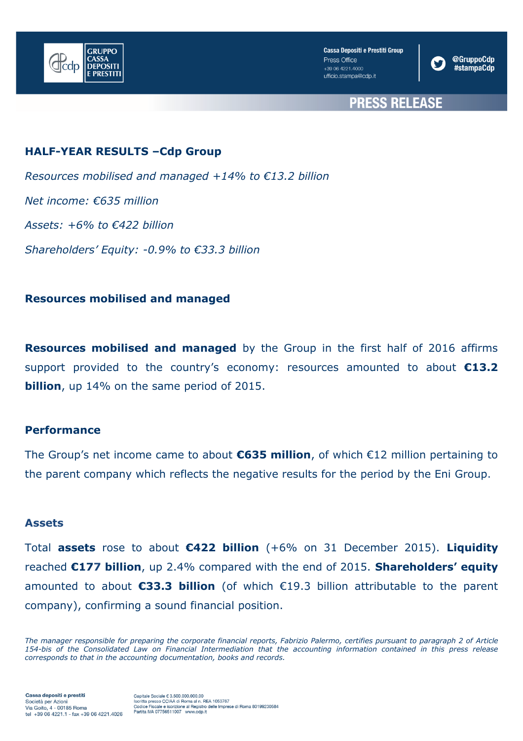**HALF-YEAR RESULTS –Cdp Group**

*Resources mobilised and managed +14% to €13.2 billion*

*Net income: €635 million*

*Assets: +6% to €422 billion*

*Shareholders' Equity: -0.9% to €33.3 billion*

**Resources mobilised and managed**

**Resources mobilised and managed** by the Group in the first half of 2016 affirms support provided to the country's economy: resources amounted to about **€13.2 billion**, up 14% on the same period of 2015.

**Performance**

The Group's net income came to about **€635 million**, of which €12 million pertaining to the parent company which reflects the negative results for the period by the Eni Group.

**Assets**

Total **assets** rose to about **€422 billion** (+6% on 31 December 2015). **Liquidity** reached **€177 billion**, up 2.4% compared with the end of 2015. **Shareholders' equity** amounted to about **€33.3 billion** (of which €19.3 billion attributable to the parent company), confirming a sound financial position.

*The manager responsible for preparing the corporate financial reports, Fabrizio Palermo, certifies pursuant to paragraph 2 of Article 154-bis of the Consolidated Law on Financial Intermediation that the accounting information contained in this press release corresponds to that in the accounting documentation, books and records.*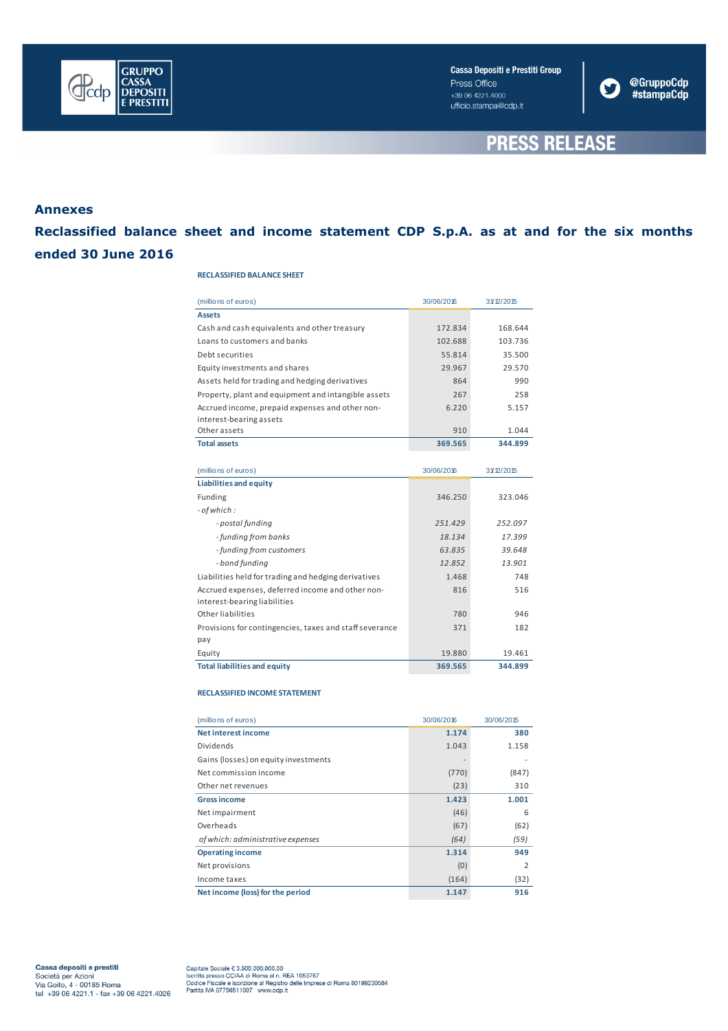## Annexes

## Reclassified balance sheet and income statement CDP S.p.A. as at and for the six months ended 30 June 2016

**RECLASSIFIED BALANCE SHEET**

| (millions of euros) | 30/06/2016 | 31/12/2015 |
|---|---|---|
| **Assets** | | |
| Cash and cash equivalents and other treasury | 172.834 | 168.644 |
| Loans to customers and banks | 102.688 | 103.736 |
| Debt securities | 55.814 | 35.500 |
| Equity investments and shares | 29.967 | 29.570 |
| Assets held for trading and hedging derivatives | 864 | 990 |
| Property, plant and equipment and intangible assets | 267 | 258 |
| Accrued income, prepaid expenses and other non-interest-bearing assets | 6.220 | 5.157 |
| Other assets | 910 | 1.044 |
| **Total assets** | **369.565** | **344.899** |

| (millions of euros) | 30/06/2016 | 31/12/2015 |
|---|---|---|
| **Liabilities and equity** | | |
| Funding | 346.250 | 323.046 |
| *- of which :* | | |
| *- postal funding* | *251.429* | *252.097* |
| *- funding from banks* | *18.134* | *17.399* |
| *- funding from customers* | *63.835* | *39.648* |
| *- bond funding* | *12.852* | *13.901* |
| Liabilities held for trading and hedging derivatives | 1.468 | 748 |
| Accrued expenses, deferred income and other non-interest-bearing liabilities | 816 | 516 |
| Other liabilities | 780 | 946 |
| Provisions for contingencies, taxes and staff severance pay | 371 | 182 |
| Equity | 19.880 | 19.461 |
| **Total liabilities and equity** | **369.565** | **344.899** |

**RECLASSIFIED INCOME STATEMENT**

| (millions of euros) | 30/06/2016 | 30/06/2015 |
|---|---|---|
| **Net interest income** | **1.174** | **380** |
| Dividends | 1.043 | 1.158 |
| Gains (losses) on equity investments | - | - |
| Net commission income | (770) | (847) |
| Other net revenues | (23) | 310 |
| **Gross income** | **1.423** | **1.001** |
| Net impairment | (46) | 6 |
| Overheads | (67) | (62) |
| *of which: administrative expenses* | *(64)* | *(59)* |
| **Operating income** | **1.314** | **949** |
| Net provisions | (0) | 2 |
| Income taxes | (164) | (32) |
| **Net income (loss) for the period** | **1.147** | **916** |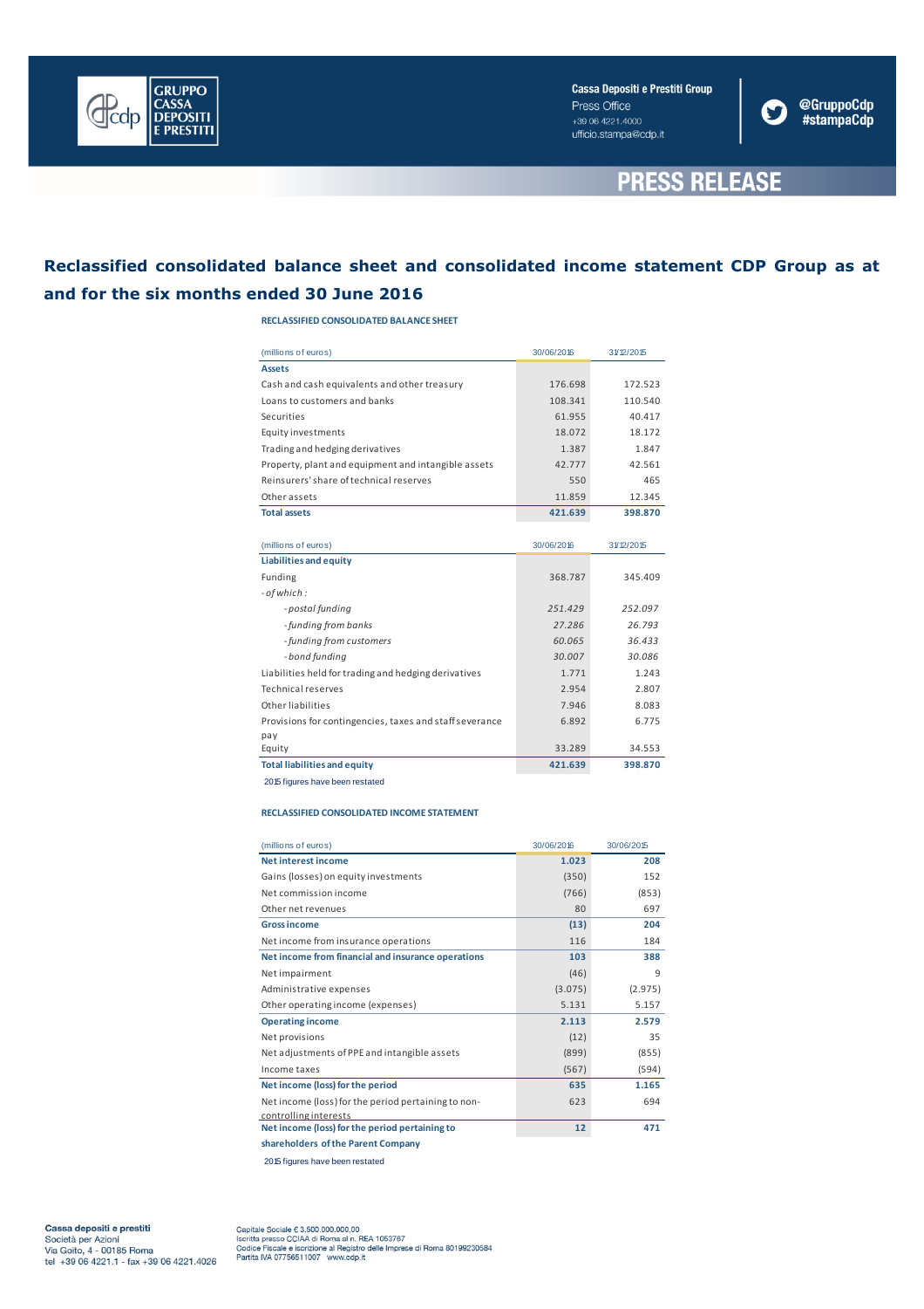## Reclassified consolidated balance sheet and consolidated income statement CDP Group as at and for the six months ended 30 June 2016

**RECLASSIFIED CONSOLIDATED BALANCE SHEET**

| (millions of euros) | 30/06/2016 | 31/12/2015 |
|---|---|---|
| **Assets** | | |
| Cash and cash equivalents and other treasury | 176.698 | 172.523 |
| Loans to customers and banks | 108.341 | 110.540 |
| Securities | 61.955 | 40.417 |
| Equity investments | 18.072 | 18.172 |
| Trading and hedging derivatives | 1.387 | 1.847 |
| Property, plant and equipment and intangible assets | 42.777 | 42.561 |
| Reinsurers' share of technical reserves | 550 | 465 |
| Other assets | 11.859 | 12.345 |
| **Total assets** | **421.639** | **398.870** |

| (millions of euros) | 30/06/2016 | 31/12/2015 |
|---|---|---|
| **Liabilities and equity** | | |
| Funding | 368.787 | 345.409 |
| *- of which :* | | |
| *- postal funding* | *251.429* | *252.097* |
| *- funding from banks* | *27.286* | *26.793* |
| *- funding from customers* | *60.065* | *36.433* |
| *- bond funding* | *30.007* | *30.086* |
| Liabilities held for trading and hedging derivatives | 1.771 | 1.243 |
| Technical reserves | 2.954 | 2.807 |
| Other liabilities | 7.946 | 8.083 |
| Provisions for contingencies, taxes and staff severance pay | 6.892 | 6.775 |
| Equity | 33.289 | 34.553 |
| **Total liabilities and equity** | **421.639** | **398.870** |

2015 figures have been restated

**RECLASSIFIED CONSOLIDATED INCOME STATEMENT**

| (millions of euros) | 30/06/2016 | 30/06/2015 |
|---|---|---|
| **Net interest income** | **1.023** | **208** |
| Gains (losses) on equity investments | (350) | 152 |
| Net commission income | (766) | (853) |
| Other net revenues | 80 | 697 |
| **Gross income** | **(13)** | **204** |
| Net income from insurance operations | 116 | 184 |
| **Net income from financial and insurance operations** | **103** | **388** |
| Net impairment | (46) | 9 |
| Administrative expenses | (3.075) | (2.975) |
| Other operating income (expenses) | 5.131 | 5.157 |
| **Operating income** | **2.113** | **2.579** |
| Net provisions | (12) | 35 |
| Net adjustments of PPE and intangible assets | (899) | (855) |
| Income taxes | (567) | (594) |
| **Net income (loss) for the period** | **635** | **1.165** |
| Net income (loss) for the period pertaining to non-controlling interests | 623 | 694 |
| **Net income (loss) for the period pertaining to shareholders of the Parent Company** | **12** | **471** |

2015 figures have been restated